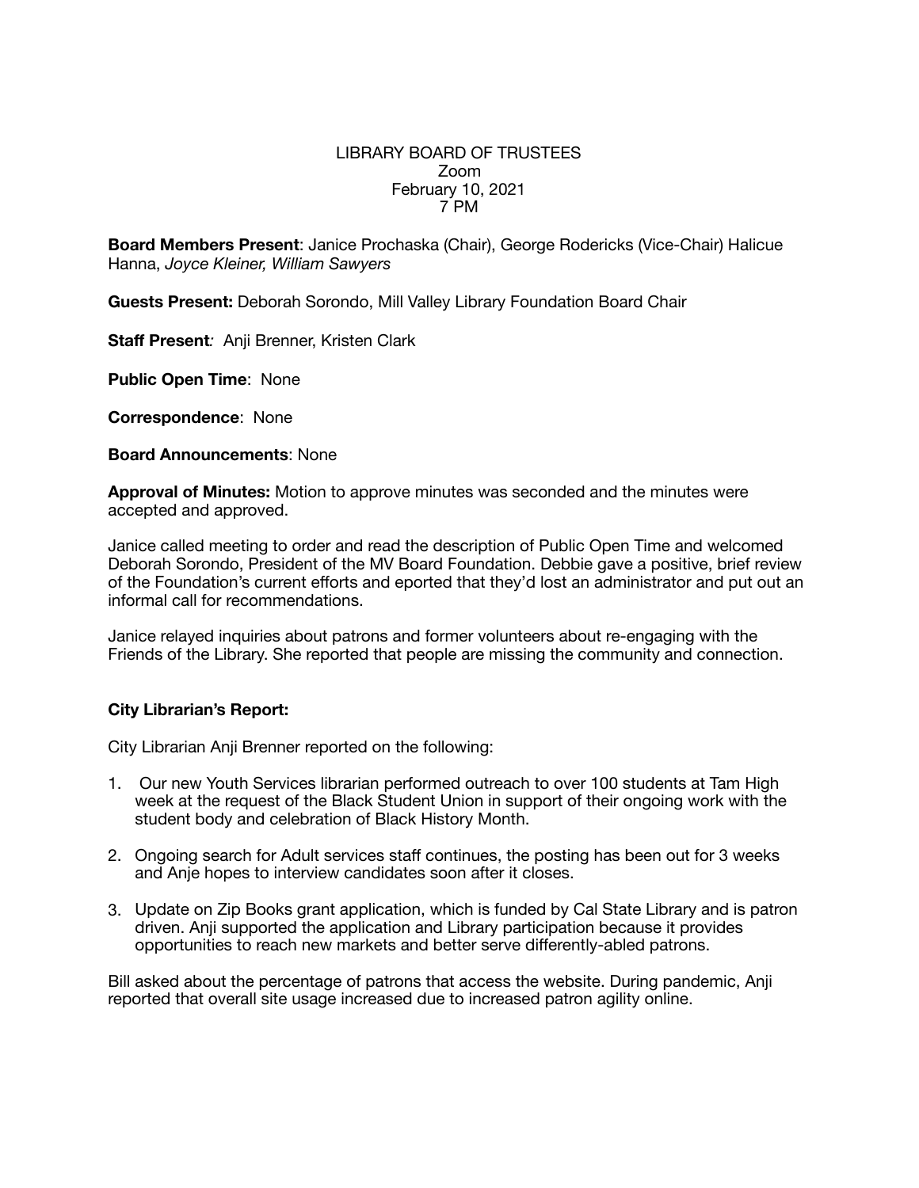LIBRARY BOARD OF TRUSTEES
Zoom
February 10, 2021
7 PM

**Board Members Present**: Janice Prochaska (Chair), George Rodericks (Vice-Chair) Halicue Hanna, *Joyce Kleiner, William Sawyers*

**Guests Present:** Deborah Sorondo, Mill Valley Library Foundation Board Chair

**Staff Present***:* Anji Brenner, Kristen Clark

**Public Open Time**: None

**Correspondence**: None

**Board Announcements**: None

**Approval of Minutes:** Motion to approve minutes was seconded and the minutes were accepted and approved.

Janice called meeting to order and read the description of Public Open Time and welcomed Deborah Sorondo, President of the MV Board Foundation. Debbie gave a positive, brief review of the Foundation's current efforts and eported that they'd lost an administrator and put out an informal call for recommendations.

Janice relayed inquiries about patrons and former volunteers about re-engaging with the Friends of the Library. She reported that people are missing the community and connection.

**City Librarian's Report:**

City Librarian Anji Brenner reported on the following:

1. Our new Youth Services librarian performed outreach to over 100 students at Tam High week at the request of the Black Student Union in support of their ongoing work with the student body and celebration of Black History Month.
2. Ongoing search for Adult services staff continues, the posting has been out for 3 weeks and Anje hopes to interview candidates soon after it closes.
3. Update on Zip Books grant application, which is funded by Cal State Library and is patron driven. Anji supported the application and Library participation because it provides opportunities to reach new markets and better serve differently-abled patrons.

Bill asked about the percentage of patrons that access the website. During pandemic, Anji reported that overall site usage increased due to increased patron agility online.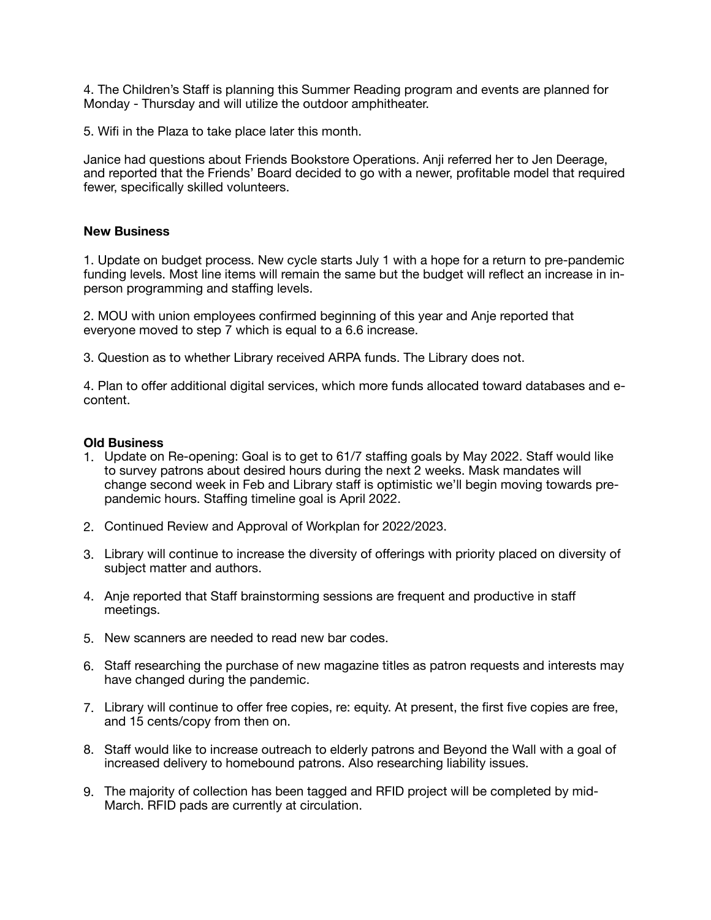4. The Children's Staff is planning this Summer Reading program and events are planned for Monday - Thursday and will utilize the outdoor amphitheater.

5. Wifi in the Plaza to take place later this month.

Janice had questions about Friends Bookstore Operations. Anji referred her to Jen Deerage, and reported that the Friends' Board decided to go with a newer, profitable model that required fewer, specifically skilled volunteers.

**New Business**

1. Update on budget process. New cycle starts July 1 with a hope for a return to pre-pandemic funding levels. Most line items will remain the same but the budget will reflect an increase in in-person programming and staffing levels.

2. MOU with union employees confirmed beginning of this year and Anje reported that everyone moved to step 7 which is equal to a 6.6 increase.

3. Question as to whether Library received ARPA funds. The Library does not.

4. Plan to offer additional digital services, which more funds allocated toward databases and e-content.

**Old Business**

1. Update on Re-opening: Goal is to get to 61/7 staffing goals by May 2022. Staff would like to survey patrons about desired hours during the next 2 weeks. Mask mandates will change second week in Feb and Library staff is optimistic we'll begin moving towards pre-pandemic hours. Staffing timeline goal is April 2022.
2. Continued Review and Approval of Workplan for 2022/2023.
3. Library will continue to increase the diversity of offerings with priority placed on diversity of subject matter and authors.
4. Anje reported that Staff brainstorming sessions are frequent and productive in staff meetings.
5. New scanners are needed to read new bar codes.
6. Staff researching the purchase of new magazine titles as patron requests and interests may have changed during the pandemic.
7. Library will continue to offer free copies, re: equity. At present, the first five copies are free, and 15 cents/copy from then on.
8. Staff would like to increase outreach to elderly patrons and Beyond the Wall with a goal of increased delivery to homebound patrons. Also researching liability issues.
9. The majority of collection has been tagged and RFID project will be completed by mid-March. RFID pads are currently at circulation.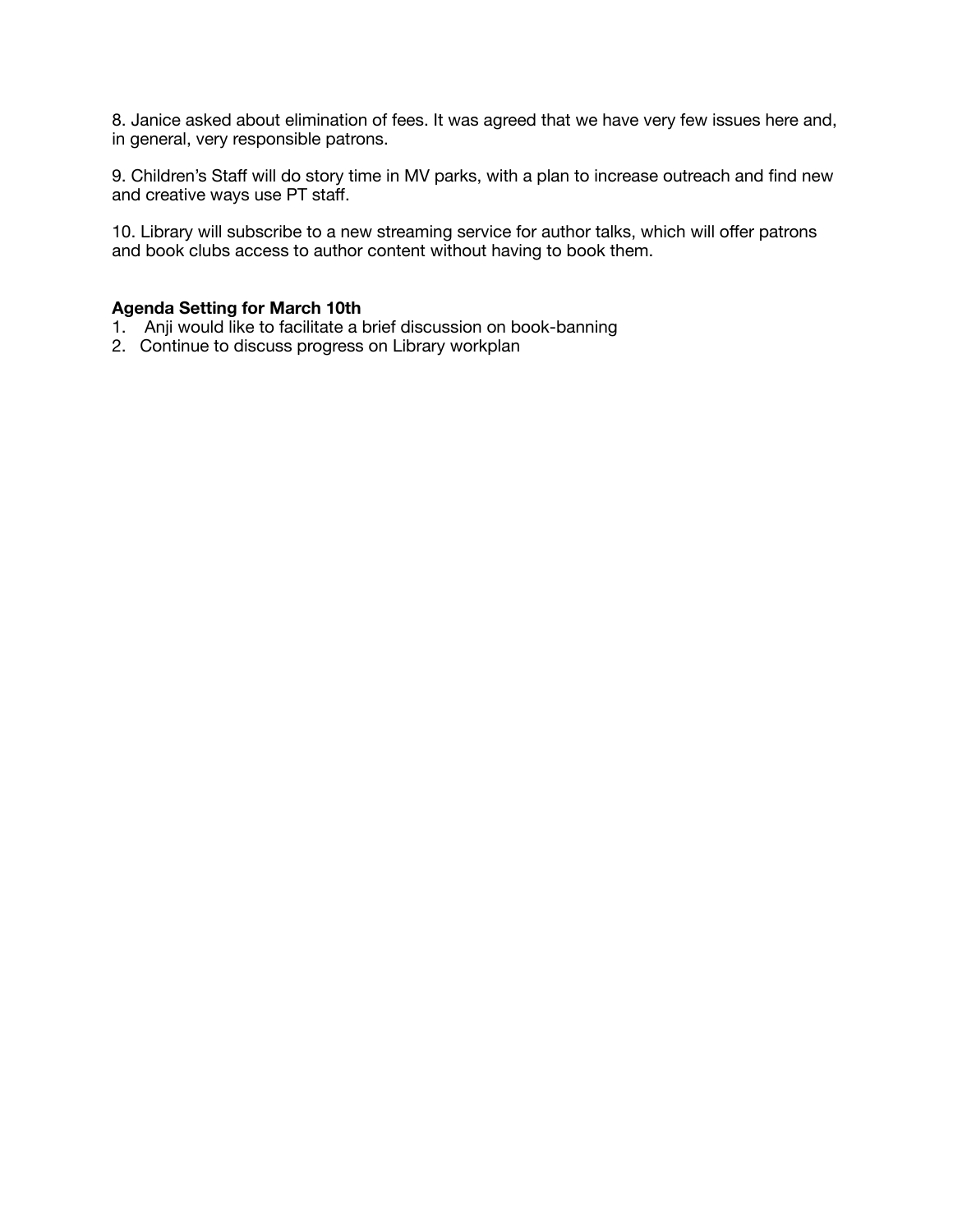8. Janice asked about elimination of fees. It was agreed that we have very few issues here and, in general, very responsible patrons.

9. Children's Staff will do story time in MV parks, with a plan to increase outreach and find new and creative ways use PT staff.

10. Library will subscribe to a new streaming service for author talks, which will offer patrons and book clubs access to author content without having to book them.

**Agenda Setting for March 10th**

1. Anji would like to facilitate a brief discussion on book-banning
2. Continue to discuss progress on Library workplan